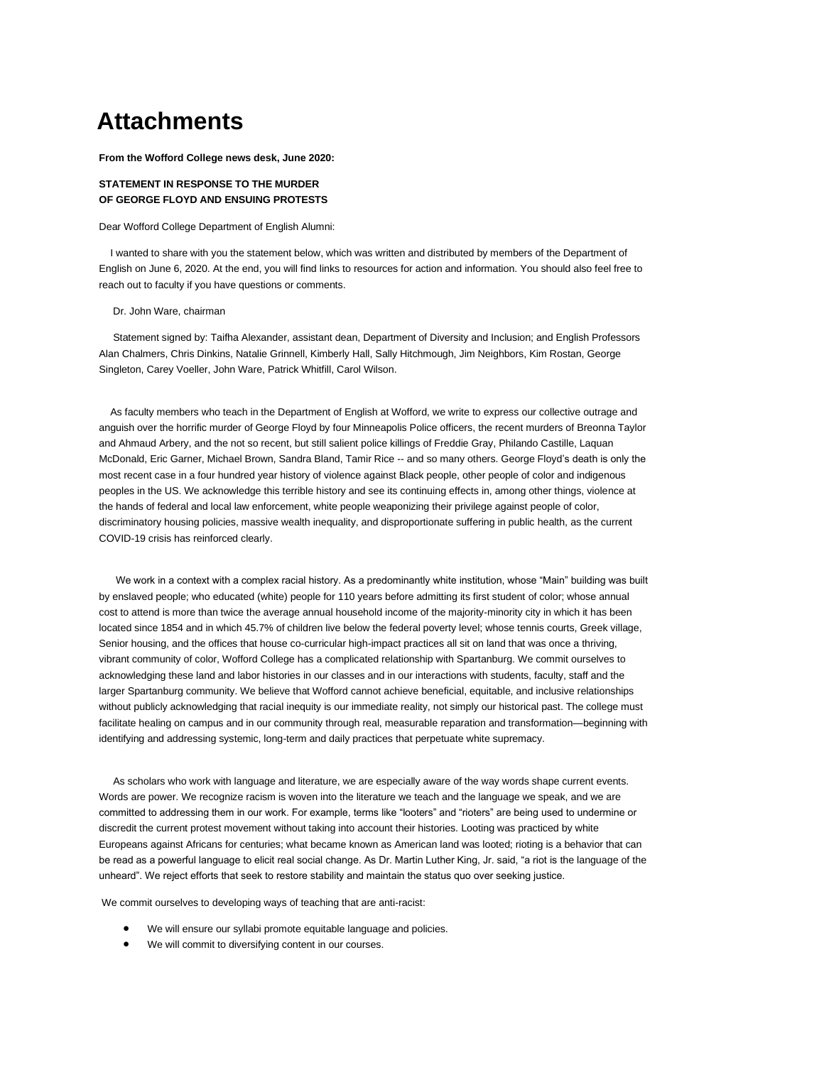# Attachments

**From the Wofford College news desk, June 2020:**

**STATEMENT IN RESPONSE TO THE MURDER OF GEORGE FLOYD AND ENSUING PROTESTS**

Dear Wofford College Department of English Alumni:

I wanted to share with you the statement below, which was written and distributed by members of the Department of English on June 6, 2020. At the end, you will find links to resources for action and information. You should also feel free to reach out to faculty if you have questions or comments.

Dr. John Ware, chairman

Statement signed by: Taifha Alexander, assistant dean, Department of Diversity and Inclusion; and English Professors Alan Chalmers, Chris Dinkins, Natalie Grinnell, Kimberly Hall, Sally Hitchmough, Jim Neighbors, Kim Rostan, George Singleton, Carey Voeller, John Ware, Patrick Whitfill, Carol Wilson.

As faculty members who teach in the Department of English at Wofford, we write to express our collective outrage and anguish over the horrific murder of George Floyd by four Minneapolis Police officers, the recent murders of Breonna Taylor and Ahmaud Arbery, and the not so recent, but still salient police killings of Freddie Gray, Philando Castille, Laquan McDonald, Eric Garner, Michael Brown, Sandra Bland, Tamir Rice -- and so many others. George Floyd's death is only the most recent case in a four hundred year history of violence against Black people, other people of color and indigenous peoples in the US. We acknowledge this terrible history and see its continuing effects in, among other things, violence at the hands of federal and local law enforcement, white people weaponizing their privilege against people of color, discriminatory housing policies, massive wealth inequality, and disproportionate suffering in public health, as the current COVID-19 crisis has reinforced clearly.

We work in a context with a complex racial history. As a predominantly white institution, whose "Main" building was built by enslaved people; who educated (white) people for 110 years before admitting its first student of color; whose annual cost to attend is more than twice the average annual household income of the majority-minority city in which it has been located since 1854 and in which 45.7% of children live below the federal poverty level; whose tennis courts, Greek village, Senior housing, and the offices that house co-curricular high-impact practices all sit on land that was once a thriving, vibrant community of color, Wofford College has a complicated relationship with Spartanburg. We commit ourselves to acknowledging these land and labor histories in our classes and in our interactions with students, faculty, staff and the larger Spartanburg community. We believe that Wofford cannot achieve beneficial, equitable, and inclusive relationships without publicly acknowledging that racial inequity is our immediate reality, not simply our historical past. The college must facilitate healing on campus and in our community through real, measurable reparation and transformation—beginning with identifying and addressing systemic, long-term and daily practices that perpetuate white supremacy.

As scholars who work with language and literature, we are especially aware of the way words shape current events. Words are power. We recognize racism is woven into the literature we teach and the language we speak, and we are committed to addressing them in our work. For example, terms like "looters" and "rioters" are being used to undermine or discredit the current protest movement without taking into account their histories. Looting was practiced by white Europeans against Africans for centuries; what became known as American land was looted; rioting is a behavior that can be read as a powerful language to elicit real social change. As Dr. Martin Luther King, Jr. said, "a riot is the language of the unheard". We reject efforts that seek to restore stability and maintain the status quo over seeking justice.

We commit ourselves to developing ways of teaching that are anti-racist:

- We will ensure our syllabi promote equitable language and policies.
- We will commit to diversifying content in our courses.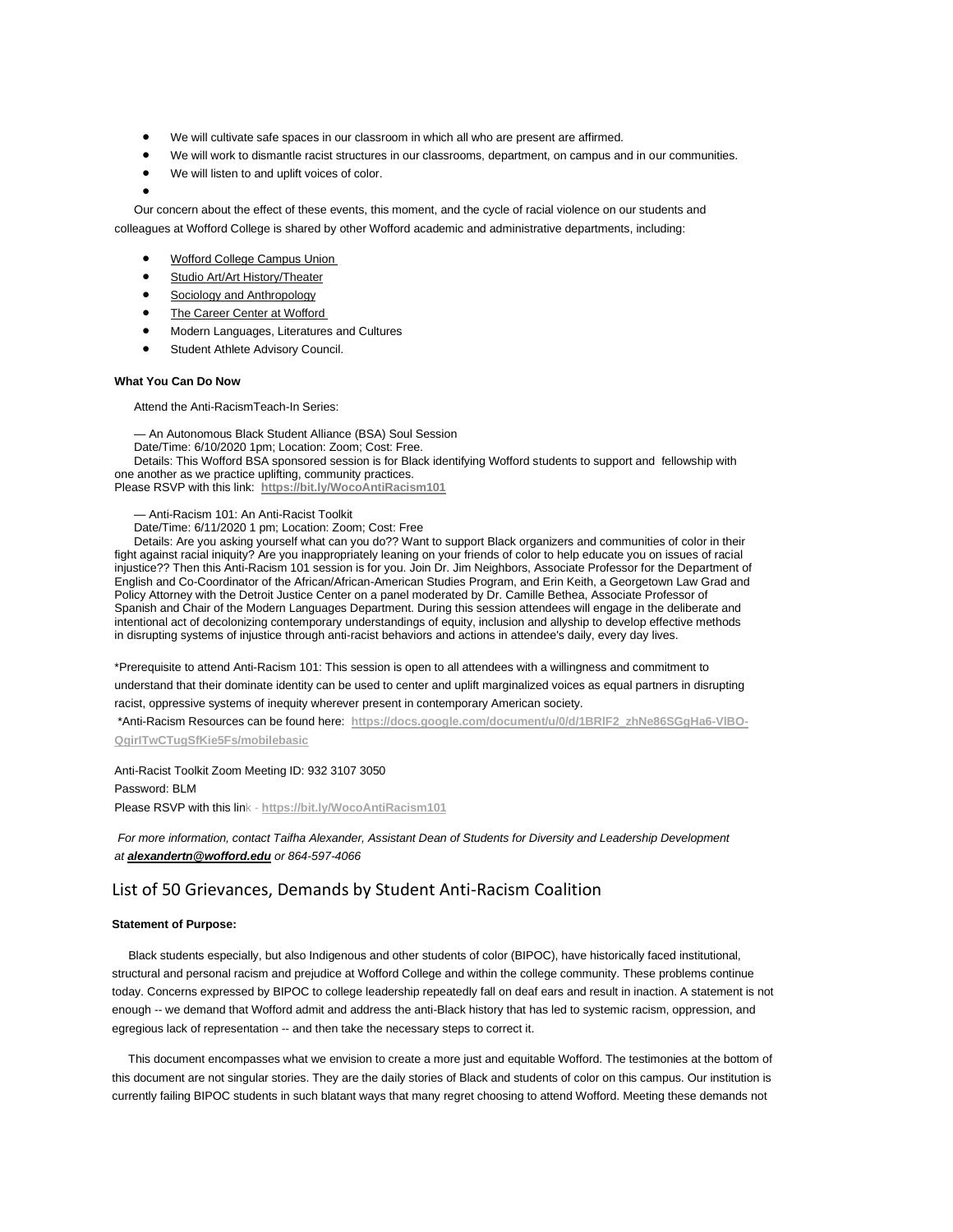- We will cultivate safe spaces in our classroom in which all who are present are affirmed.
- We will work to dismantle racist structures in our classrooms, department, on campus and in our communities.
- We will listen to and uplift voices of color.
-

Our concern about the effect of these events, this moment, and the cycle of racial violence on our students and colleagues at Wofford College is shared by other Wofford academic and administrative departments, including:

- Wofford College Campus Union
- Studio Art/Art History/Theater
- Sociology and Anthropology
- The Career Center at Wofford
- Modern Languages, Literatures and Cultures
- Student Athlete Advisory Council.

**What You Can Do Now**

Attend the Anti-RacismTeach-In Series:

— An Autonomous Black Student Alliance (BSA) Soul Session
Date/Time: 6/10/2020 1pm; Location: Zoom; Cost: Free.
Details: This Wofford BSA sponsored session is for Black identifying Wofford students to support and fellowship with one another as we practice uplifting, community practices.
Please RSVP with this link: **https://bit.ly/WocoAntiRacism101**

— Anti-Racism 101: An Anti-Racist Toolkit
Date/Time: 6/11/2020 1 pm; Location: Zoom; Cost: Free
Details: Are you asking yourself what can you do?? Want to support Black organizers and communities of color in their fight against racial iniquity? Are you inappropriately leaning on your friends of color to help educate you on issues of racial injustice?? Then this Anti-Racism 101 session is for you. Join Dr. Jim Neighbors, Associate Professor for the Department of English and Co-Coordinator of the African/African-American Studies Program, and Erin Keith, a Georgetown Law Grad and Policy Attorney with the Detroit Justice Center on a panel moderated by Dr. Camille Bethea, Associate Professor of Spanish and Chair of the Modern Languages Department. During this session attendees will engage in the deliberate and intentional act of decolonizing contemporary understandings of equity, inclusion and allyship to develop effective methods in disrupting systems of injustice through anti-racist behaviors and actions in attendee's daily, every day lives.

*Prerequisite to attend Anti-Racism 101: This session is open to all attendees with a willingness and commitment to understand that their dominate identity can be used to center and uplift marginalized voices as equal partners in disrupting racist, oppressive systems of inequity wherever present in contemporary American society.

*Anti-Racism Resources can be found here: **https://docs.google.com/document/u/0/d/1BRlF2_zhNe86SGgHa6-VlBO-QgirITwCTugSfKie5Fs/mobilebasic**

Anti-Racist Toolkit Zoom Meeting ID: 932 3107 3050
Password: BLM
Please RSVP with this link - **https://bit.ly/WocoAntiRacism101**

*For more information, contact Taifha Alexander, Assistant Dean of Students for Diversity and Leadership Development at* ***alexandertn@wofford.edu*** *or 864-597-4066*

## List of 50 Grievances, Demands by Student Anti-Racism Coalition

**Statement of Purpose:**

Black students especially, but also Indigenous and other students of color (BIPOC), have historically faced institutional, structural and personal racism and prejudice at Wofford College and within the college community. These problems continue today. Concerns expressed by BIPOC to college leadership repeatedly fall on deaf ears and result in inaction. A statement is not enough -- we demand that Wofford admit and address the anti-Black history that has led to systemic racism, oppression, and egregious lack of representation -- and then take the necessary steps to correct it.

This document encompasses what we envision to create a more just and equitable Wofford. The testimonies at the bottom of this document are not singular stories. They are the daily stories of Black and students of color on this campus. Our institution is currently failing BIPOC students in such blatant ways that many regret choosing to attend Wofford. Meeting these demands not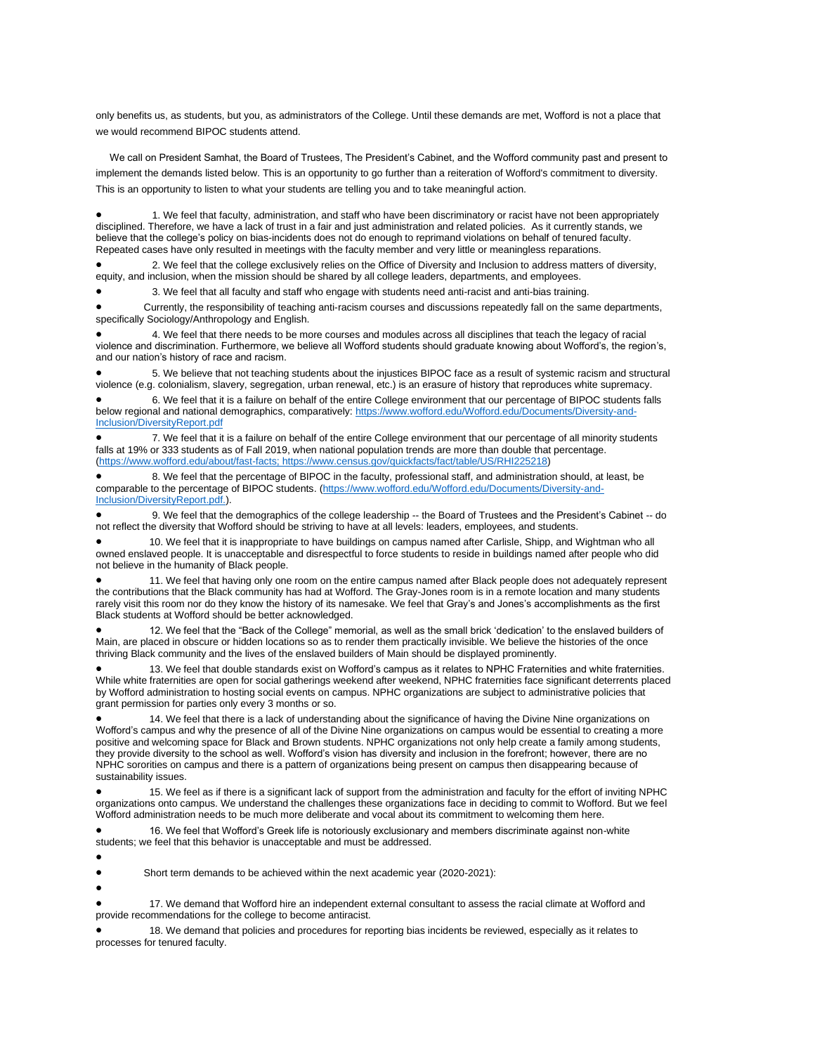only benefits us, as students, but you, as administrators of the College. Until these demands are met, Wofford is not a place that we would recommend BIPOC students attend.

We call on President Samhat, the Board of Trustees, The President's Cabinet, and the Wofford community past and present to implement the demands listed below. This is an opportunity to go further than a reiteration of Wofford's commitment to diversity. This is an opportunity to listen to what your students are telling you and to take meaningful action.

- 1. We feel that faculty, administration, and staff who have been discriminatory or racist have not been appropriately disciplined. Therefore, we have a lack of trust in a fair and just administration and related policies. As it currently stands, we believe that the college's policy on bias-incidents does not do enough to reprimand violations on behalf of tenured faculty. Repeated cases have only resulted in meetings with the faculty member and very little or meaningless reparations.
- 2. We feel that the college exclusively relies on the Office of Diversity and Inclusion to address matters of diversity, equity, and inclusion, when the mission should be shared by all college leaders, departments, and employees.
- 3. We feel that all faculty and staff who engage with students need anti-racist and anti-bias training.
- Currently, the responsibility of teaching anti-racism courses and discussions repeatedly fall on the same departments, specifically Sociology/Anthropology and English.
- 4. We feel that there needs to be more courses and modules across all disciplines that teach the legacy of racial violence and discrimination. Furthermore, we believe all Wofford students should graduate knowing about Wofford's, the region's, and our nation's history of race and racism.
- 5. We believe that not teaching students about the injustices BIPOC face as a result of systemic racism and structural violence (e.g. colonialism, slavery, segregation, urban renewal, etc.) is an erasure of history that reproduces white supremacy.
- 6. We feel that it is a failure on behalf of the entire College environment that our percentage of BIPOC students falls below regional and national demographics, comparatively: https://www.wofford.edu/Wofford.edu/Documents/Diversity-and-Inclusion/DiversityReport.pdf
- 7. We feel that it is a failure on behalf of the entire College environment that our percentage of all minority students falls at 19% or 333 students as of Fall 2019, when national population trends are more than double that percentage. (https://www.wofford.edu/about/fast-facts; https://www.census.gov/quickfacts/fact/table/US/RHI225218)
- 8. We feel that the percentage of BIPOC in the faculty, professional staff, and administration should, at least, be comparable to the percentage of BIPOC students. (https://www.wofford.edu/Wofford.edu/Documents/Diversity-and-Inclusion/DiversityReport.pdf.).
- 9. We feel that the demographics of the college leadership -- the Board of Trustees and the President's Cabinet -- do not reflect the diversity that Wofford should be striving to have at all levels: leaders, employees, and students.
- 10. We feel that it is inappropriate to have buildings on campus named after Carlisle, Shipp, and Wightman who all owned enslaved people. It is unacceptable and disrespectful to force students to reside in buildings named after people who did not believe in the humanity of Black people.
- 11. We feel that having only one room on the entire campus named after Black people does not adequately represent the contributions that the Black community has had at Wofford. The Gray-Jones room is in a remote location and many students rarely visit this room nor do they know the history of its namesake. We feel that Gray's and Jones's accomplishments as the first Black students at Wofford should be better acknowledged.
- 12. We feel that the "Back of the College" memorial, as well as the small brick 'dedication' to the enslaved builders of Main, are placed in obscure or hidden locations so as to render them practically invisible. We believe the histories of the once thriving Black community and the lives of the enslaved builders of Main should be displayed prominently.
- 13. We feel that double standards exist on Wofford's campus as it relates to NPHC Fraternities and white fraternities. While white fraternities are open for social gatherings weekend after weekend, NPHC fraternities face significant deterrents placed by Wofford administration to hosting social events on campus. NPHC organizations are subject to administrative policies that grant permission for parties only every 3 months or so.
- 14. We feel that there is a lack of understanding about the significance of having the Divine Nine organizations on Wofford's campus and why the presence of all of the Divine Nine organizations on campus would be essential to creating a more positive and welcoming space for Black and Brown students. NPHC organizations not only help create a family among students, they provide diversity to the school as well. Wofford's vision has diversity and inclusion in the forefront; however, there are no NPHC sororities on campus and there is a pattern of organizations being present on campus then disappearing because of sustainability issues.
- 15. We feel as if there is a significant lack of support from the administration and faculty for the effort of inviting NPHC organizations onto campus. We understand the challenges these organizations face in deciding to commit to Wofford. But we feel Wofford administration needs to be much more deliberate and vocal about its commitment to welcoming them here.
- 16. We feel that Wofford's Greek life is notoriously exclusionary and members discriminate against non-white students; we feel that this behavior is unacceptable and must be addressed.

Short term demands to be achieved within the next academic year (2020-2021):

- 17. We demand that Wofford hire an independent external consultant to assess the racial climate at Wofford and provide recommendations for the college to become antiracist.
- 18. We demand that policies and procedures for reporting bias incidents be reviewed, especially as it relates to processes for tenured faculty.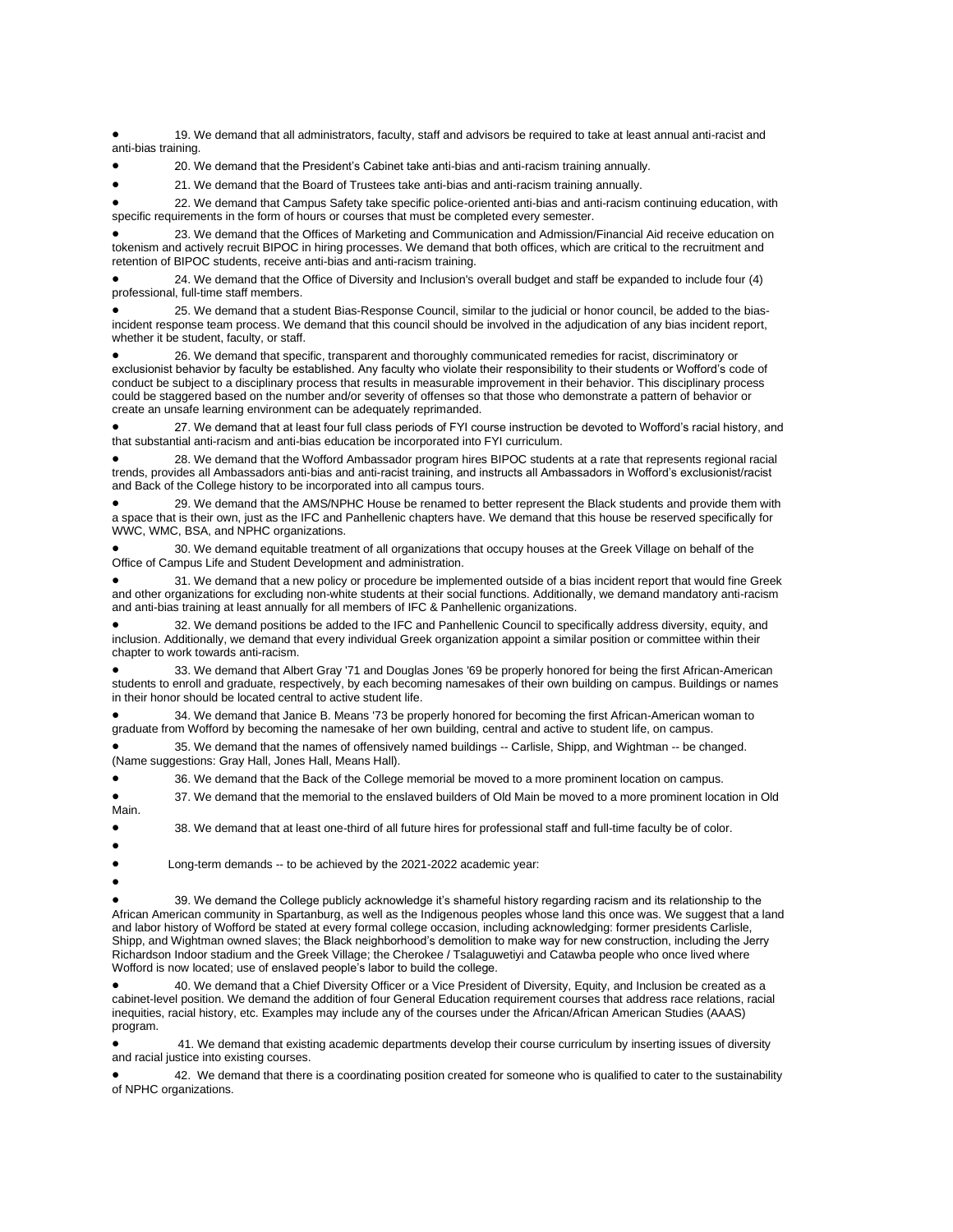- 19. We demand that all administrators, faculty, staff and advisors be required to take at least annual anti-racist and anti-bias training.
- 20. We demand that the President's Cabinet take anti-bias and anti-racism training annually.
- 21. We demand that the Board of Trustees take anti-bias and anti-racism training annually.
- 22. We demand that Campus Safety take specific police-oriented anti-bias and anti-racism continuing education, with specific requirements in the form of hours or courses that must be completed every semester.
- 23. We demand that the Offices of Marketing and Communication and Admission/Financial Aid receive education on tokenism and actively recruit BIPOC in hiring processes. We demand that both offices, which are critical to the recruitment and retention of BIPOC students, receive anti-bias and anti-racism training.
- 24. We demand that the Office of Diversity and Inclusion's overall budget and staff be expanded to include four (4) professional, full-time staff members.
- 25. We demand that a student Bias-Response Council, similar to the judicial or honor council, be added to the bias-incident response team process. We demand that this council should be involved in the adjudication of any bias incident report, whether it be student, faculty, or staff.
- 26. We demand that specific, transparent and thoroughly communicated remedies for racist, discriminatory or exclusionist behavior by faculty be established. Any faculty who violate their responsibility to their students or Wofford's code of conduct be subject to a disciplinary process that results in measurable improvement in their behavior. This disciplinary process could be staggered based on the number and/or severity of offenses so that those who demonstrate a pattern of behavior or create an unsafe learning environment can be adequately reprimanded.
- 27. We demand that at least four full class periods of FYI course instruction be devoted to Wofford's racial history, and that substantial anti-racism and anti-bias education be incorporated into FYI curriculum.
- 28. We demand that the Wofford Ambassador program hires BIPOC students at a rate that represents regional racial trends, provides all Ambassadors anti-bias and anti-racist training, and instructs all Ambassadors in Wofford's exclusionist/racist and Back of the College history to be incorporated into all campus tours.
- 29. We demand that the AMS/NPHC House be renamed to better represent the Black students and provide them with a space that is their own, just as the IFC and Panhellenic chapters have. We demand that this house be reserved specifically for WWC, WMC, BSA, and NPHC organizations.
- 30. We demand equitable treatment of all organizations that occupy houses at the Greek Village on behalf of the Office of Campus Life and Student Development and administration.
- 31. We demand that a new policy or procedure be implemented outside of a bias incident report that would fine Greek and other organizations for excluding non-white students at their social functions. Additionally, we demand mandatory anti-racism and anti-bias training at least annually for all members of IFC & Panhellenic organizations.
- 32. We demand positions be added to the IFC and Panhellenic Council to specifically address diversity, equity, and inclusion. Additionally, we demand that every individual Greek organization appoint a similar position or committee within their chapter to work towards anti-racism.
- 33. We demand that Albert Gray '71 and Douglas Jones '69 be properly honored for being the first African-American students to enroll and graduate, respectively, by each becoming namesakes of their own building on campus. Buildings or names in their honor should be located central to active student life.
- 34. We demand that Janice B. Means '73 be properly honored for becoming the first African-American woman to graduate from Wofford by becoming the namesake of her own building, central and active to student life, on campus.
- 35. We demand that the names of offensively named buildings -- Carlisle, Shipp, and Wightman -- be changed. (Name suggestions: Gray Hall, Jones Hall, Means Hall).
- 36. We demand that the Back of the College memorial be moved to a more prominent location on campus.
- 37. We demand that the memorial to the enslaved builders of Old Main be moved to a more prominent location in Old Main.
- 38. We demand that at least one-third of all future hires for professional staff and full-time faculty be of color.

Long-term demands -- to be achieved by the 2021-2022 academic year:

- 39. We demand the College publicly acknowledge it's shameful history regarding racism and its relationship to the African American community in Spartanburg, as well as the Indigenous peoples whose land this once was. We suggest that a land and labor history of Wofford be stated at every formal college occasion, including acknowledging: former presidents Carlisle, Shipp, and Wightman owned slaves; the Black neighborhood's demolition to make way for new construction, including the Jerry Richardson Indoor stadium and the Greek Village; the Cherokee / Tsalaguwetiyi and Catawba people who once lived where Wofford is now located; use of enslaved people's labor to build the college.
- 40. We demand that a Chief Diversity Officer or a Vice President of Diversity, Equity, and Inclusion be created as a cabinet-level position. We demand the addition of four General Education requirement courses that address race relations, racial inequities, racial history, etc. Examples may include any of the courses under the African/African American Studies (AAAS) program.
- 41. We demand that existing academic departments develop their course curriculum by inserting issues of diversity and racial justice into existing courses.
- 42. We demand that there is a coordinating position created for someone who is qualified to cater to the sustainability of NPHC organizations.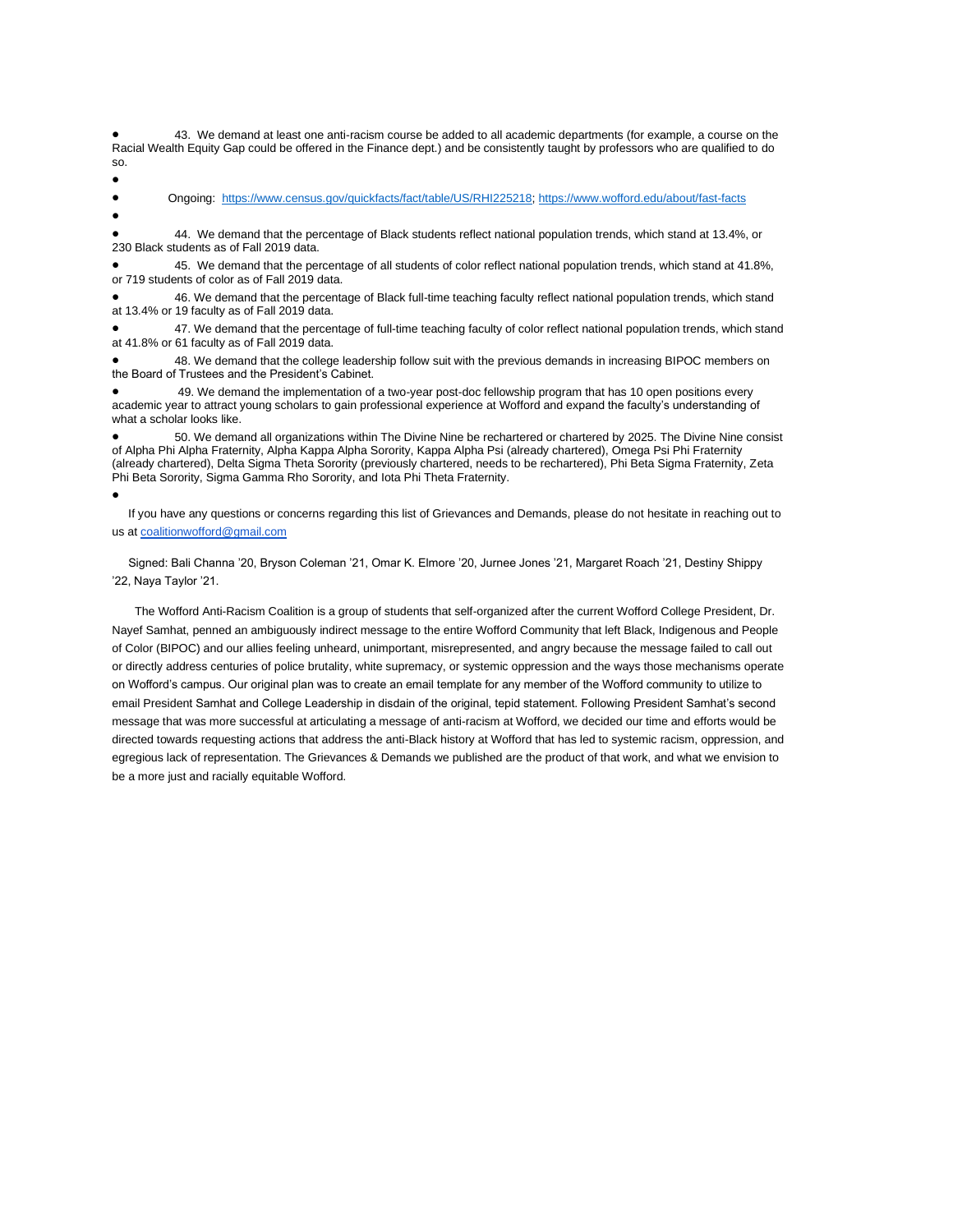- 43. We demand at least one anti-racism course be added to all academic departments (for example, a course on the Racial Wealth Equity Gap could be offered in the Finance dept.) and be consistently taught by professors who are qualified to do so.
- 
- Ongoing: https://www.census.gov/quickfacts/fact/table/US/RHI225218; https://www.wofford.edu/about/fast-facts
- 
- 44. We demand that the percentage of Black students reflect national population trends, which stand at 13.4%, or 230 Black students as of Fall 2019 data.
- 45. We demand that the percentage of all students of color reflect national population trends, which stand at 41.8%, or 719 students of color as of Fall 2019 data.
- 46. We demand that the percentage of Black full-time teaching faculty reflect national population trends, which stand at 13.4% or 19 faculty as of Fall 2019 data.
- 47. We demand that the percentage of full-time teaching faculty of color reflect national population trends, which stand at 41.8% or 61 faculty as of Fall 2019 data.
- 48. We demand that the college leadership follow suit with the previous demands in increasing BIPOC members on the Board of Trustees and the President's Cabinet.
- 49. We demand the implementation of a two-year post-doc fellowship program that has 10 open positions every academic year to attract young scholars to gain professional experience at Wofford and expand the faculty's understanding of what a scholar looks like.
- 50. We demand all organizations within The Divine Nine be rechartered or chartered by 2025. The Divine Nine consist of Alpha Phi Alpha Fraternity, Alpha Kappa Alpha Sorority, Kappa Alpha Psi (already chartered), Omega Psi Phi Fraternity (already chartered), Delta Sigma Theta Sorority (previously chartered, needs to be rechartered), Phi Beta Sigma Fraternity, Zeta Phi Beta Sorority, Sigma Gamma Rho Sorority, and Iota Phi Theta Fraternity.
- 

If you have any questions or concerns regarding this list of Grievances and Demands, please do not hesitate in reaching out to us at coalitionwofford@gmail.com

Signed: Bali Channa '20, Bryson Coleman '21, Omar K. Elmore '20, Jurnee Jones '21, Margaret Roach '21, Destiny Shippy '22, Naya Taylor '21.

The Wofford Anti-Racism Coalition is a group of students that self-organized after the current Wofford College President, Dr. Nayef Samhat, penned an ambiguously indirect message to the entire Wofford Community that left Black, Indigenous and People of Color (BIPOC) and our allies feeling unheard, unimportant, misrepresented, and angry because the message failed to call out or directly address centuries of police brutality, white supremacy, or systemic oppression and the ways those mechanisms operate on Wofford's campus. Our original plan was to create an email template for any member of the Wofford community to utilize to email President Samhat and College Leadership in disdain of the original, tepid statement. Following President Samhat's second message that was more successful at articulating a message of anti-racism at Wofford, we decided our time and efforts would be directed towards requesting actions that address the anti-Black history at Wofford that has led to systemic racism, oppression, and egregious lack of representation. The Grievances & Demands we published are the product of that work, and what we envision to be a more just and racially equitable Wofford.